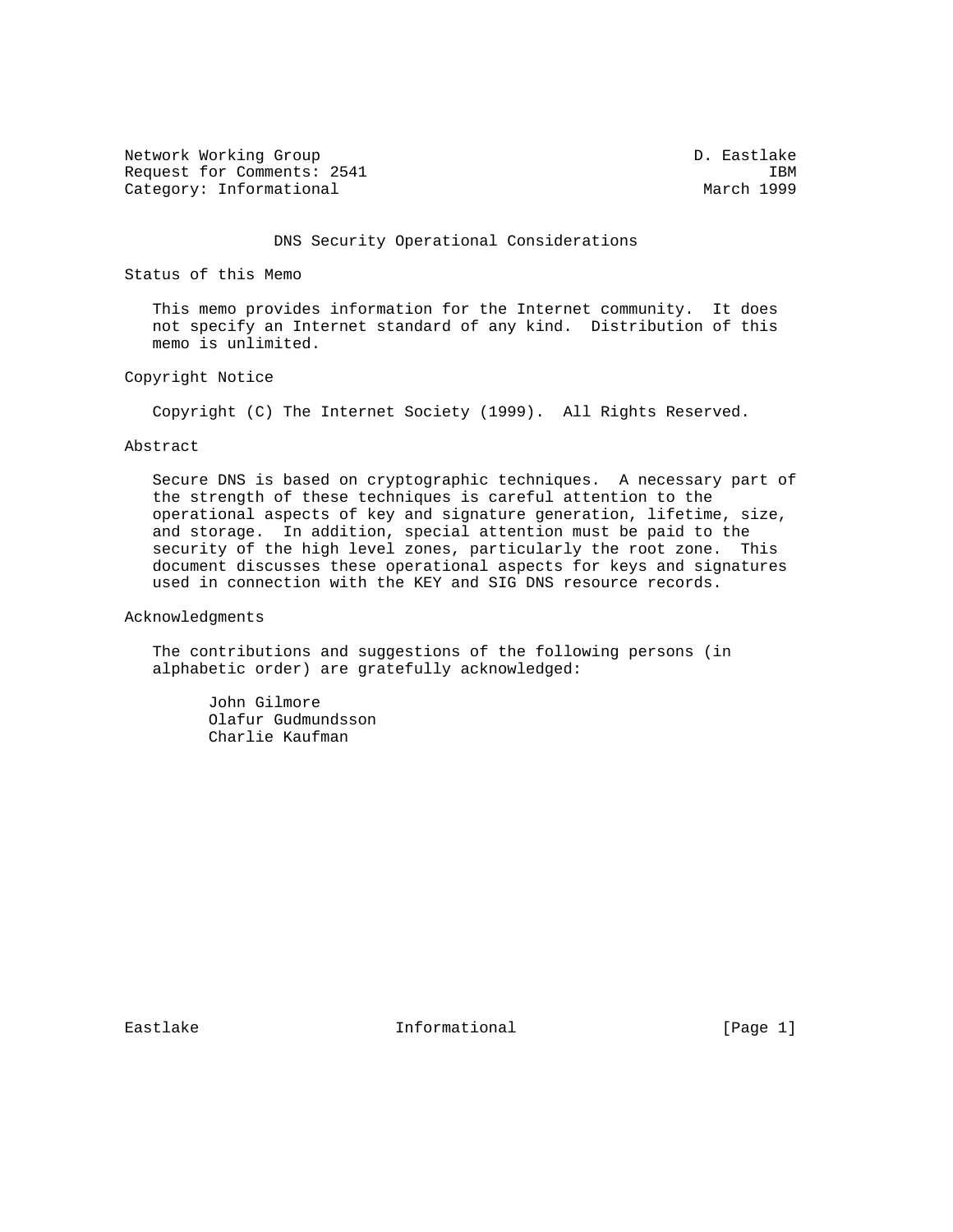Network Working Group D. Eastlake
Request for Comments: 2541 IBM
Category: Informational March 1999

# DNS Security Operational Considerations

## Status of this Memo

This memo provides information for the Internet community. It does not specify an Internet standard of any kind. Distribution of this memo is unlimited.

## Copyright Notice

Copyright (C) The Internet Society (1999). All Rights Reserved.

## Abstract

Secure DNS is based on cryptographic techniques. A necessary part of the strength of these techniques is careful attention to the operational aspects of key and signature generation, lifetime, size, and storage. In addition, special attention must be paid to the security of the high level zones, particularly the root zone. This document discusses these operational aspects for keys and signatures used in connection with the KEY and SIG DNS resource records.

## Acknowledgments

The contributions and suggestions of the following persons (in alphabetic order) are gratefully acknowledged:

- John Gilmore
- Olafur Gudmundsson
- Charlie Kaufman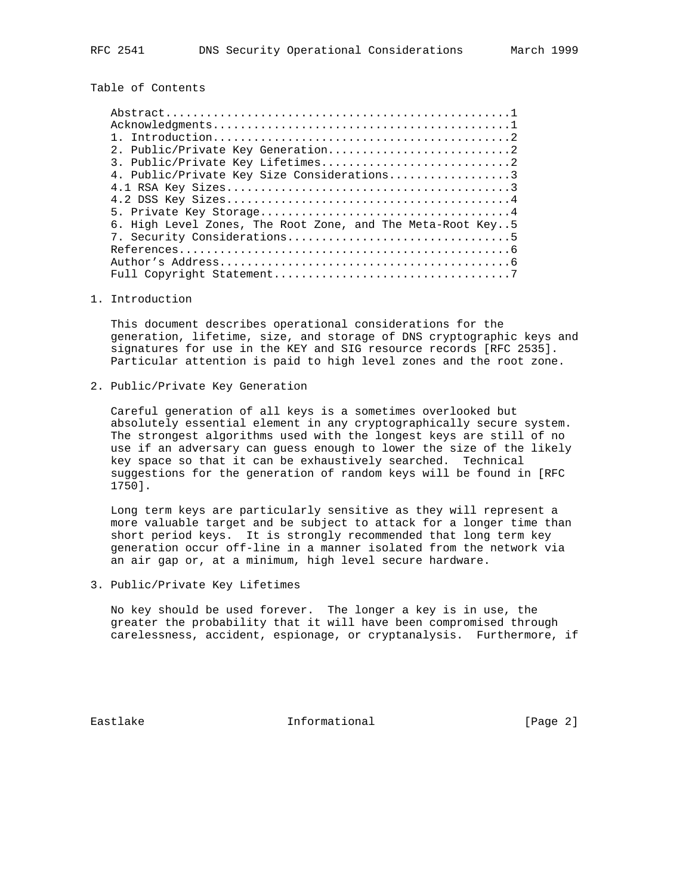## Table of Contents

```
Abstract..................................................1
Acknowledgments...........................................1
1. Introduction...........................................2
2. Public/Private Key Generation..........................2
3. Public/Private Key Lifetimes...........................2
4. Public/Private Key Size Considerations.................3
4.1 RSA Key Sizes.........................................3
4.2 DSS Key Sizes.........................................4
5. Private Key Storage....................................4
6. High Level Zones, The Root Zone, and The Meta-Root Key..5
7. Security Considerations................................5
References................................................6
Author's Address..........................................6
Full Copyright Statement..................................7
```

## 1. Introduction

This document describes operational considerations for the generation, lifetime, size, and storage of DNS cryptographic keys and signatures for use in the KEY and SIG resource records [RFC 2535]. Particular attention is paid to high level zones and the root zone.

## 2. Public/Private Key Generation

Careful generation of all keys is a sometimes overlooked but absolutely essential element in any cryptographically secure system. The strongest algorithms used with the longest keys are still of no use if an adversary can guess enough to lower the size of the likely key space so that it can be exhaustively searched. Technical suggestions for the generation of random keys will be found in [RFC 1750].

Long term keys are particularly sensitive as they will represent a more valuable target and be subject to attack for a longer time than short period keys. It is strongly recommended that long term key generation occur off-line in a manner isolated from the network via an air gap or, at a minimum, high level secure hardware.

## 3. Public/Private Key Lifetimes

No key should be used forever. The longer a key is in use, the greater the probability that it will have been compromised through carelessness, accident, espionage, or cryptanalysis. Furthermore, if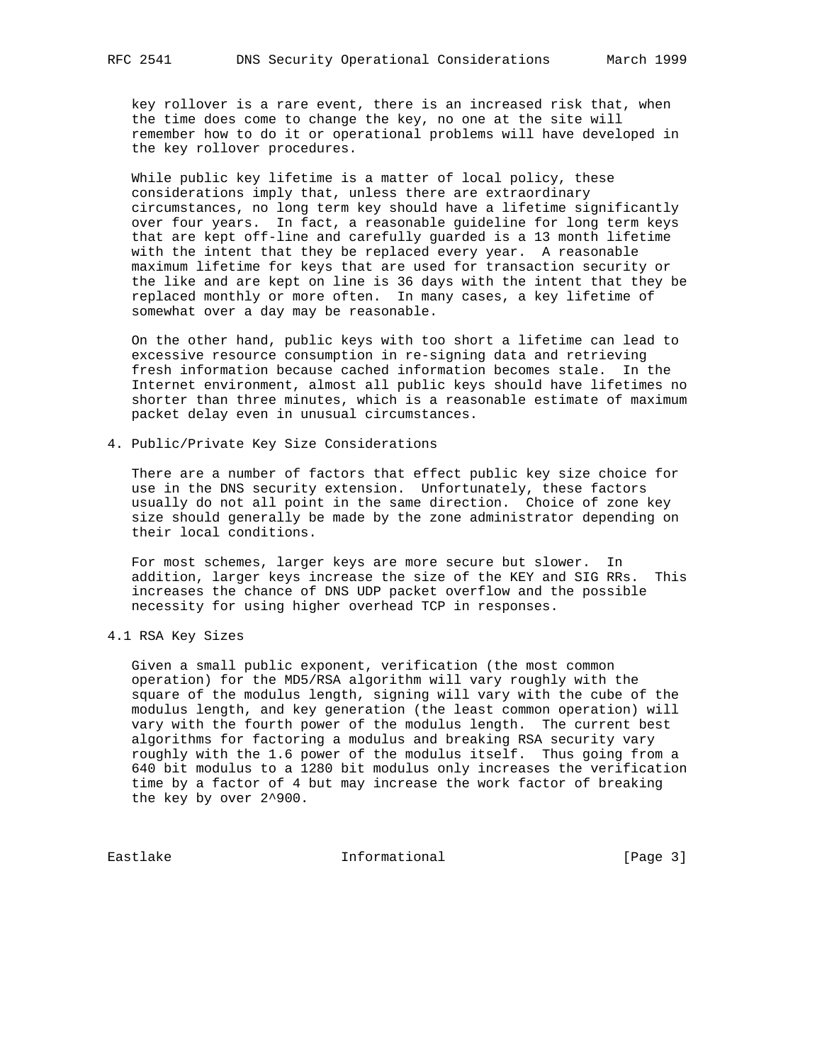key rollover is a rare event, there is an increased risk that, when the time does come to change the key, no one at the site will remember how to do it or operational problems will have developed in the key rollover procedures.

While public key lifetime is a matter of local policy, these considerations imply that, unless there are extraordinary circumstances, no long term key should have a lifetime significantly over four years. In fact, a reasonable guideline for long term keys that are kept off-line and carefully guarded is a 13 month lifetime with the intent that they be replaced every year. A reasonable maximum lifetime for keys that are used for transaction security or the like and are kept on line is 36 days with the intent that they be replaced monthly or more often. In many cases, a key lifetime of somewhat over a day may be reasonable.

On the other hand, public keys with too short a lifetime can lead to excessive resource consumption in re-signing data and retrieving fresh information because cached information becomes stale. In the Internet environment, almost all public keys should have lifetimes no shorter than three minutes, which is a reasonable estimate of maximum packet delay even in unusual circumstances.

## 4. Public/Private Key Size Considerations

There are a number of factors that effect public key size choice for use in the DNS security extension. Unfortunately, these factors usually do not all point in the same direction. Choice of zone key size should generally be made by the zone administrator depending on their local conditions.

For most schemes, larger keys are more secure but slower. In addition, larger keys increase the size of the KEY and SIG RRs. This increases the chance of DNS UDP packet overflow and the possible necessity for using higher overhead TCP in responses.

### 4.1 RSA Key Sizes

Given a small public exponent, verification (the most common operation) for the MD5/RSA algorithm will vary roughly with the square of the modulus length, signing will vary with the cube of the modulus length, and key generation (the least common operation) will vary with the fourth power of the modulus length. The current best algorithms for factoring a modulus and breaking RSA security vary roughly with the 1.6 power of the modulus itself. Thus going from a 640 bit modulus to a 1280 bit modulus only increases the verification time by a factor of 4 but may increase the work factor of breaking the key by over $2^{900}$.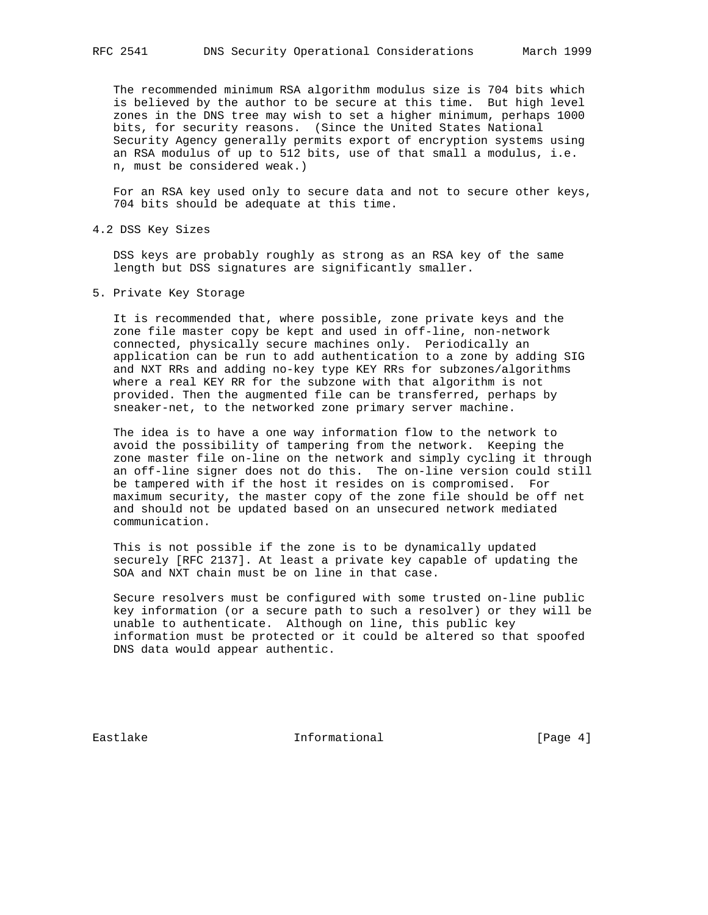The recommended minimum RSA algorithm modulus size is 704 bits which is believed by the author to be secure at this time. But high level zones in the DNS tree may wish to set a higher minimum, perhaps 1000 bits, for security reasons. (Since the United States National Security Agency generally permits export of encryption systems using an RSA modulus of up to 512 bits, use of that small a modulus, i.e. n, must be considered weak.)

For an RSA key used only to secure data and not to secure other keys, 704 bits should be adequate at this time.

### 4.2 DSS Key Sizes

DSS keys are probably roughly as strong as an RSA key of the same length but DSS signatures are significantly smaller.

## 5. Private Key Storage

It is recommended that, where possible, zone private keys and the zone file master copy be kept and used in off-line, non-network connected, physically secure machines only. Periodically an application can be run to add authentication to a zone by adding SIG and NXT RRs and adding no-key type KEY RRs for subzones/algorithms where a real KEY RR for the subzone with that algorithm is not provided. Then the augmented file can be transferred, perhaps by sneaker-net, to the networked zone primary server machine.

The idea is to have a one way information flow to the network to avoid the possibility of tampering from the network. Keeping the zone master file on-line on the network and simply cycling it through an off-line signer does not do this. The on-line version could still be tampered with if the host it resides on is compromised. For maximum security, the master copy of the zone file should be off net and should not be updated based on an unsecured network mediated communication.

This is not possible if the zone is to be dynamically updated securely [RFC 2137]. At least a private key capable of updating the SOA and NXT chain must be on line in that case.

Secure resolvers must be configured with some trusted on-line public key information (or a secure path to such a resolver) or they will be unable to authenticate. Although on line, this public key information must be protected or it could be altered so that spoofed DNS data would appear authentic.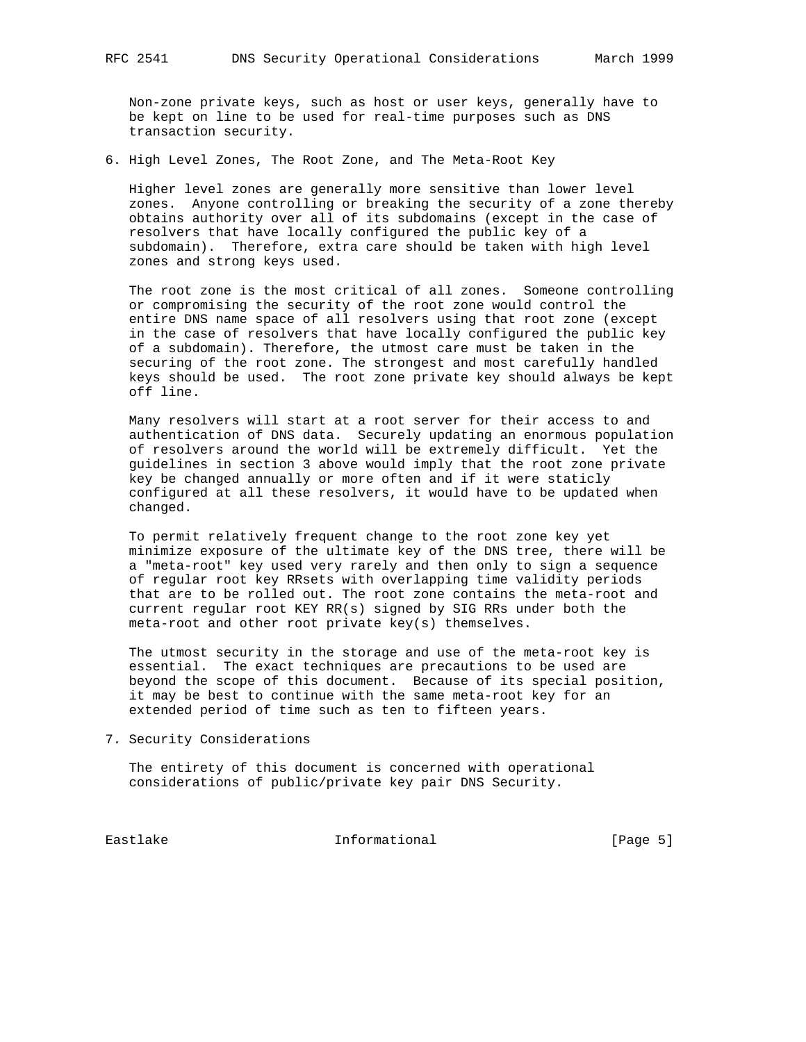Non-zone private keys, such as host or user keys, generally have to be kept on line to be used for real-time purposes such as DNS transaction security.

## 6. High Level Zones, The Root Zone, and The Meta-Root Key

Higher level zones are generally more sensitive than lower level zones. Anyone controlling or breaking the security of a zone thereby obtains authority over all of its subdomains (except in the case of resolvers that have locally configured the public key of a subdomain). Therefore, extra care should be taken with high level zones and strong keys used.

The root zone is the most critical of all zones. Someone controlling or compromising the security of the root zone would control the entire DNS name space of all resolvers using that root zone (except in the case of resolvers that have locally configured the public key of a subdomain). Therefore, the utmost care must be taken in the securing of the root zone. The strongest and most carefully handled keys should be used. The root zone private key should always be kept off line.

Many resolvers will start at a root server for their access to and authentication of DNS data. Securely updating an enormous population of resolvers around the world will be extremely difficult. Yet the guidelines in section 3 above would imply that the root zone private key be changed annually or more often and if it were staticly configured at all these resolvers, it would have to be updated when changed.

To permit relatively frequent change to the root zone key yet minimize exposure of the ultimate key of the DNS tree, there will be a "meta-root" key used very rarely and then only to sign a sequence of regular root key RRsets with overlapping time validity periods that are to be rolled out. The root zone contains the meta-root and current regular root KEY RR(s) signed by SIG RRs under both the meta-root and other root private key(s) themselves.

The utmost security in the storage and use of the meta-root key is essential. The exact techniques are precautions to be used are beyond the scope of this document. Because of its special position, it may be best to continue with the same meta-root key for an extended period of time such as ten to fifteen years.

## 7. Security Considerations

The entirety of this document is concerned with operational considerations of public/private key pair DNS Security.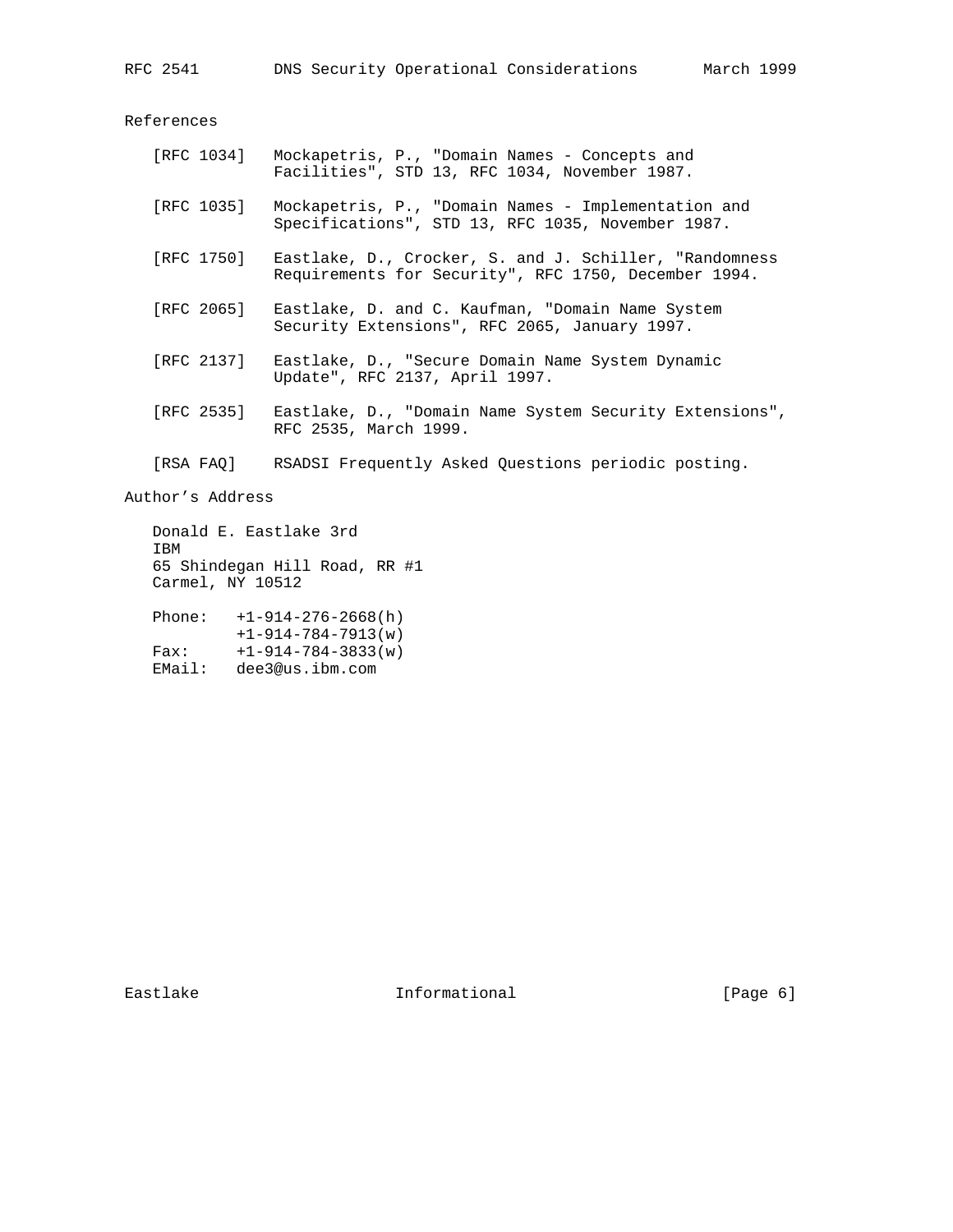## References

[RFC 1034] Mockapetris, P., "Domain Names - Concepts and Facilities", STD 13, RFC 1034, November 1987.

[RFC 1035] Mockapetris, P., "Domain Names - Implementation and Specifications", STD 13, RFC 1035, November 1987.

[RFC 1750] Eastlake, D., Crocker, S. and J. Schiller, "Randomness Requirements for Security", RFC 1750, December 1994.

[RFC 2065] Eastlake, D. and C. Kaufman, "Domain Name System Security Extensions", RFC 2065, January 1997.

[RFC 2137] Eastlake, D., "Secure Domain Name System Dynamic Update", RFC 2137, April 1997.

[RFC 2535] Eastlake, D., "Domain Name System Security Extensions", RFC 2535, March 1999.

[RSA FAQ] RSADSI Frequently Asked Questions periodic posting.

## Author's Address

Donald E. Eastlake 3rd
IBM
65 Shindegan Hill Road, RR #1
Carmel, NY 10512

Phone: +1-914-276-2668(h)
+1-914-784-7913(w)
Fax: +1-914-784-3833(w)
EMail: dee3@us.ibm.com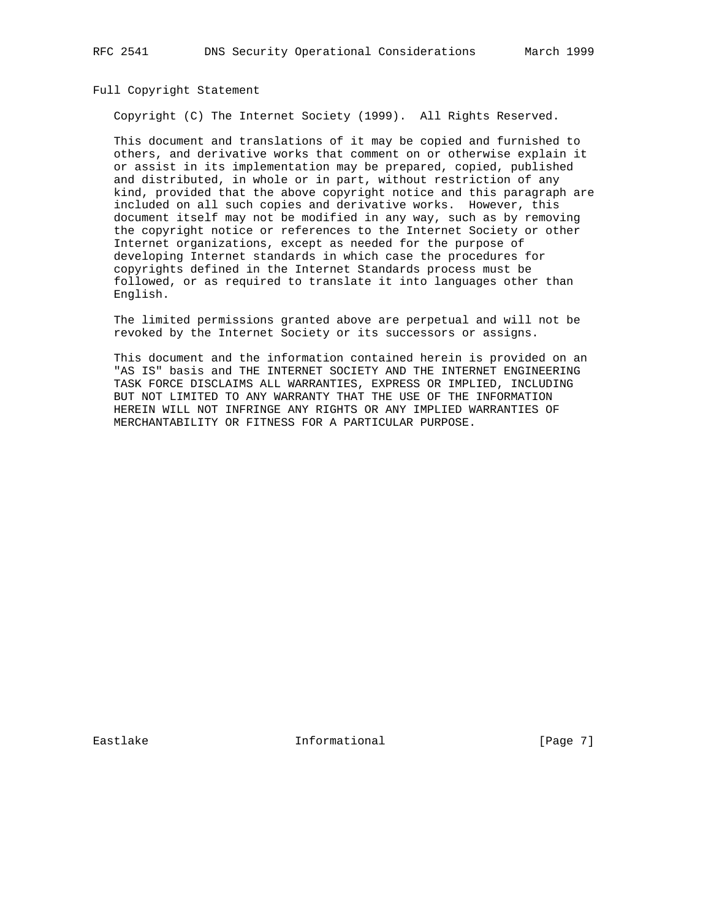## Full Copyright Statement

Copyright (C) The Internet Society (1999). All Rights Reserved.

This document and translations of it may be copied and furnished to others, and derivative works that comment on or otherwise explain it or assist in its implementation may be prepared, copied, published and distributed, in whole or in part, without restriction of any kind, provided that the above copyright notice and this paragraph are included on all such copies and derivative works. However, this document itself may not be modified in any way, such as by removing the copyright notice or references to the Internet Society or other Internet organizations, except as needed for the purpose of developing Internet standards in which case the procedures for copyrights defined in the Internet Standards process must be followed, or as required to translate it into languages other than English.

The limited permissions granted above are perpetual and will not be revoked by the Internet Society or its successors or assigns.

This document and the information contained herein is provided on an "AS IS" basis and THE INTERNET SOCIETY AND THE INTERNET ENGINEERING TASK FORCE DISCLAIMS ALL WARRANTIES, EXPRESS OR IMPLIED, INCLUDING BUT NOT LIMITED TO ANY WARRANTY THAT THE USE OF THE INFORMATION HEREIN WILL NOT INFRINGE ANY RIGHTS OR ANY IMPLIED WARRANTIES OF MERCHANTABILITY OR FITNESS FOR A PARTICULAR PURPOSE.